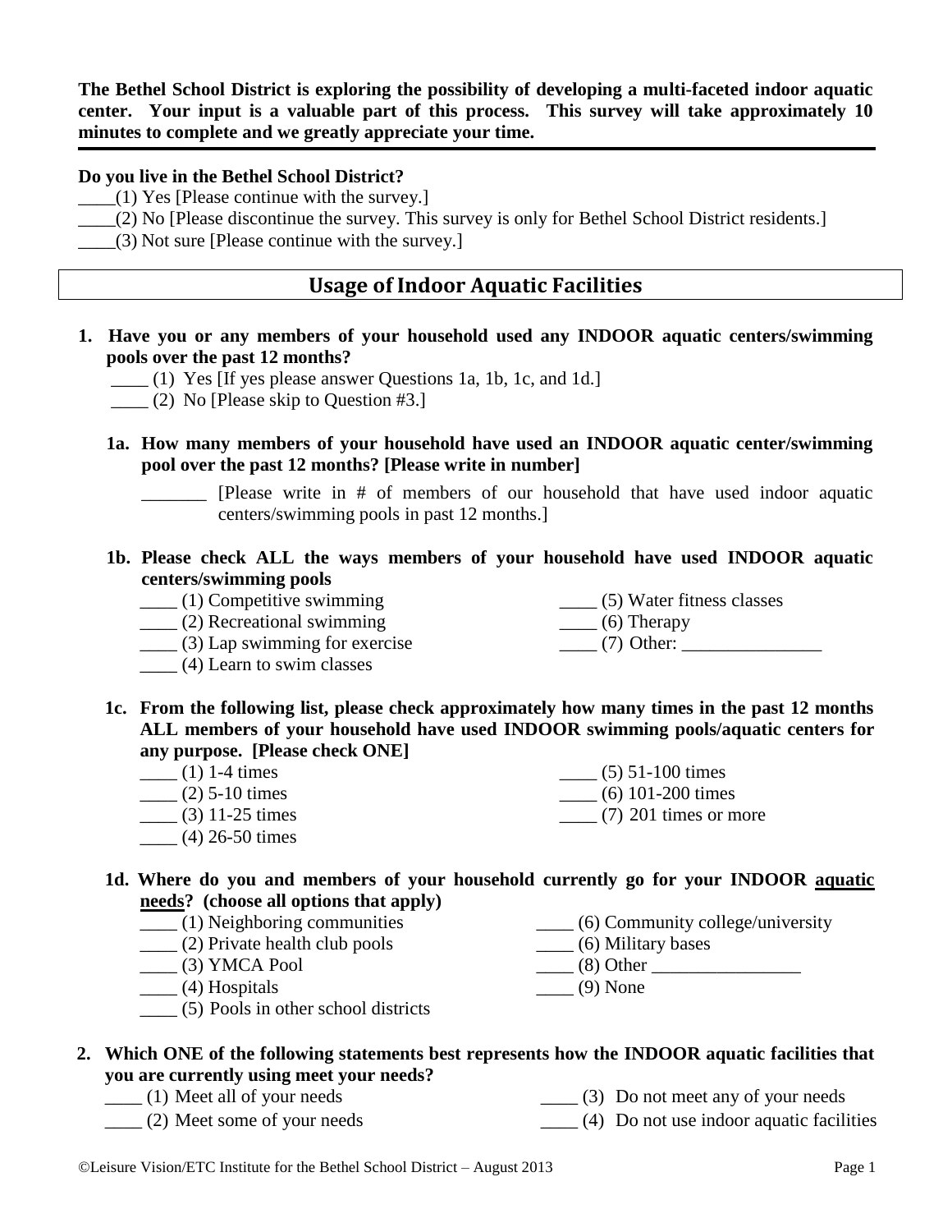**The Bethel School District is exploring the possibility of developing a multi-faceted indoor aquatic center. Your input is a valuable part of this process. This survey will take approximately 10 minutes to complete and we greatly appreciate your time.**

---

**Do you live in the Bethel School District?**

____(1) Yes [Please continue with the survey.]

____(2) No [Please discontinue the survey. This survey is only for Bethel School District residents.]

____(3) Not sure [Please continue with the survey.]

## Usage of Indoor Aquatic Facilities

**1. Have you or any members of your household used any INDOOR aquatic centers/swimming pools over the past 12 months?**

____ (1) Yes [If yes please answer Questions 1a, 1b, 1c, and 1d.]

____ (2) No [Please skip to Question #3.]

**1a. How many members of your household have used an INDOOR aquatic center/swimming pool over the past 12 months? [Please write in number]**

_______ [Please write in # of members of our household that have used indoor aquatic centers/swimming pools in past 12 months.]

**1b. Please check ALL the ways members of your household have used INDOOR aquatic centers/swimming pools**

____ (1) Competitive swimming

____ (2) Recreational swimming

____ (3) Lap swimming for exercise

____ (4) Learn to swim classes

____ (5) Water fitness classes

____ (6) Therapy

____ (7) Other: _______________

**1c. From the following list, please check approximately how many times in the past 12 months ALL members of your household have used INDOOR swimming pools/aquatic centers for any purpose. [Please check ONE]**

____ (1) 1-4 times

____ (2) 5-10 times

____ (3) 11-25 times

____ (4) 26-50 times

____ (5) 51-100 times

____ (6) 101-200 times

____ (7) 201 times or more

**1d. Where do you and members of your household currently go for your INDOOR aquatic needs? (choose all options that apply)**

____ (1) Neighboring communities

____ (2) Private health club pools

____ (3) YMCA Pool

____ (4) Hospitals

____ (5) Pools in other school districts

____ (6) Community college/university

____ (6) Military bases

____ (8) Other ________________

____ (9) None

**2. Which ONE of the following statements best represents how the INDOOR aquatic facilities that you are currently using meet your needs?**

____ (1) Meet all of your needs

____ (2) Meet some of your needs

____ (3) Do not meet any of your needs

____ (4) Do not use indoor aquatic facilities

©Leisure Vision/ETC Institute for the Bethel School District – August 2013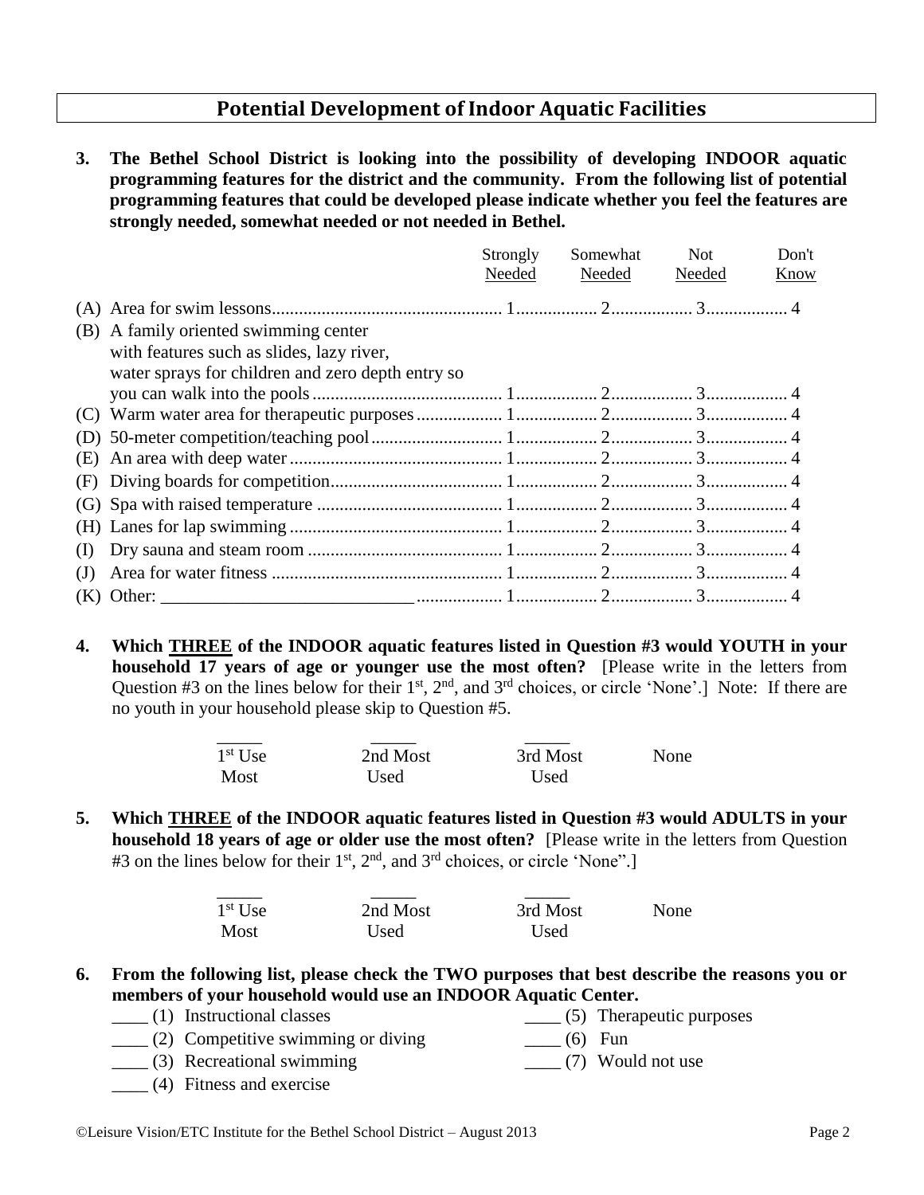## Potential Development of Indoor Aquatic Facilities

**3. The Bethel School District is looking into the possibility of developing INDOOR aquatic programming features for the district and the community. From the following list of potential programming features that could be developed please indicate whether you feel the features are strongly needed, somewhat needed or not needed in Bethel.**

| | Strongly Needed | Somewhat Needed | Not Needed | Don't Know |
|---|---|---|---|---|
| (A) Area for swim lessons | 1 | 2 | 3 | 4 |
| (B) A family oriented swimming center with features such as slides, lazy river, water sprays for children and zero depth entry so you can walk into the pools | 1 | 2 | 3 | 4 |
| (C) Warm water area for therapeutic purposes | 1 | 2 | 3 | 4 |
| (D) 50-meter competition/teaching pool | 1 | 2 | 3 | 4 |
| (E) An area with deep water | 1 | 2 | 3 | 4 |
| (F) Diving boards for competition | 1 | 2 | 3 | 4 |
| (G) Spa with raised temperature | 1 | 2 | 3 | 4 |
| (H) Lanes for lap swimming | 1 | 2 | 3 | 4 |
| (I) Dry sauna and steam room | 1 | 2 | 3 | 4 |
| (J) Area for water fitness | 1 | 2 | 3 | 4 |
| (K) Other: ____________________________ | 1 | 2 | 3 | 4 |

**4. Which THREE of the INDOOR aquatic features listed in Question #3 would YOUTH in your household 17 years of age or younger use the most often?** [Please write in the letters from Question #3 on the lines below for their 1st, 2nd, and 3rd choices, or circle 'None'.] Note: If there are no youth in your household please skip to Question #5.

| _____ | _____ | _____ | |
|---|---|---|---|
| 1st Use Most | 2nd Most Used | 3rd Most Used | None |

**5. Which THREE of the INDOOR aquatic features listed in Question #3 would ADULTS in your household 18 years of age or older use the most often?** [Please write in the letters from Question #3 on the lines below for their 1st, 2nd, and 3rd choices, or circle 'None".]

| _____ | _____ | _____ | |
|---|---|---|---|
| 1st Use Most | 2nd Most Used | 3rd Most Used | None |

**6. From the following list, please check the TWO purposes that best describe the reasons you or members of your household would use an INDOOR Aquatic Center.**

____ (1) Instructional classes
____ (2) Competitive swimming or diving
____ (3) Recreational swimming
____ (4) Fitness and exercise
____ (5) Therapeutic purposes
____ (6) Fun
____ (7) Would not use

©Leisure Vision/ETC Institute for the Bethel School District – August 2013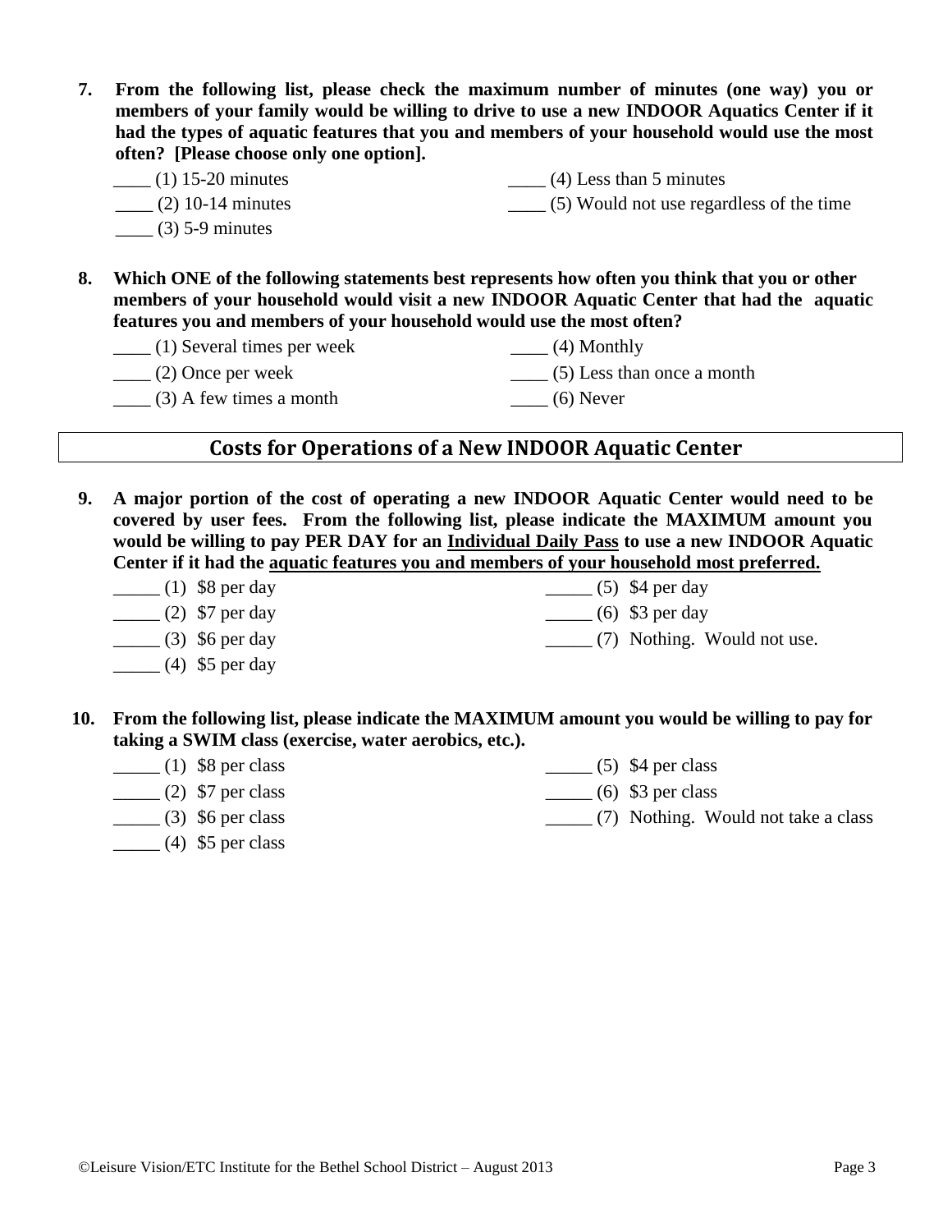**7. From the following list, please check the maximum number of minutes (one way) you or members of your family would be willing to drive to use a new INDOOR Aquatics Center if it had the types of aquatic features that you and members of your household would use the most often? [Please choose only one option].**

____ (1) 15-20 minutes

____ (2) 10-14 minutes

____ (3) 5-9 minutes

____ (4) Less than 5 minutes

____ (5) Would not use regardless of the time

**8. Which ONE of the following statements best represents how often you think that you or other members of your household would visit a new INDOOR Aquatic Center that had the aquatic features you and members of your household would use the most often?**

____ (1) Several times per week

____ (2) Once per week

____ (3) A few times a month

____ (4) Monthly

____ (5) Less than once a month

____ (6) Never

## Costs for Operations of a New INDOOR Aquatic Center

**9. A major portion of the cost of operating a new INDOOR Aquatic Center would need to be covered by user fees. From the following list, please indicate the MAXIMUM amount you would be willing to pay PER DAY for an <u>Individual Daily Pass</u> to use a new INDOOR Aquatic Center if it had the <u>aquatic features you and members of your household most preferred.</u>**

_____ (1) $8 per day

_____ (2) $7 per day

_____ (3) $6 per day

_____ (4) $5 per day

_____ (5) $4 per day

_____ (6) $3 per day

_____ (7) Nothing. Would not use.

**10. From the following list, please indicate the MAXIMUM amount you would be willing to pay for taking a SWIM class (exercise, water aerobics, etc.).**

_____ (1) $8 per class

_____ (2) $7 per class

_____ (3) $6 per class

_____ (4) $5 per class

_____ (5) $4 per class

_____ (6) $3 per class

_____ (7) Nothing. Would not take a class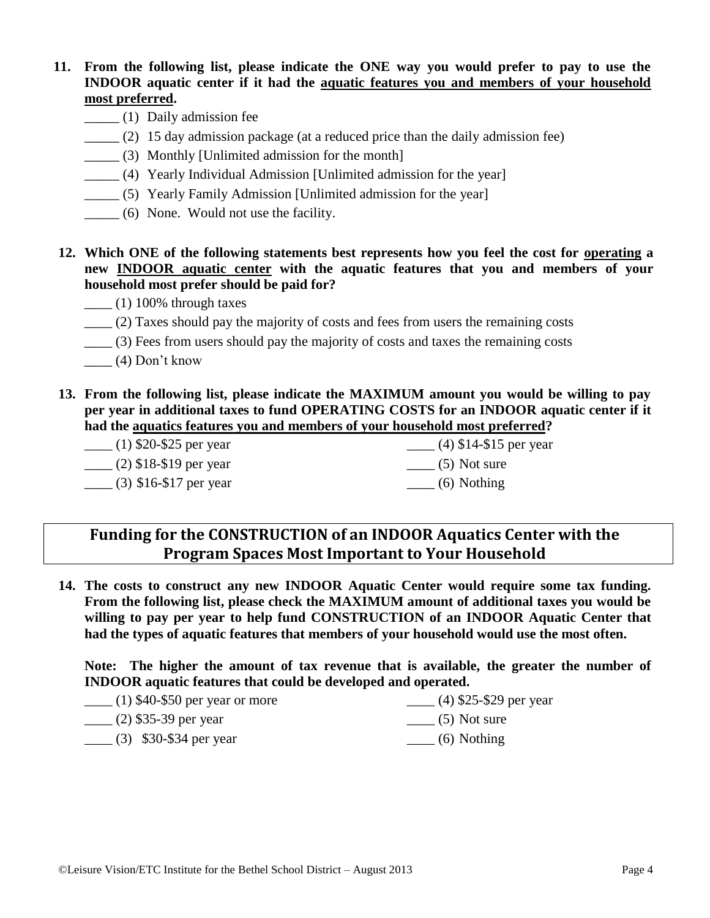**11. From the following list, please indicate the ONE way you would prefer to pay to use the INDOOR aquatic center if it had the <u>aquatic features you and members of your household most preferred</u>.**

_____ (1) Daily admission fee

_____ (2) 15 day admission package (at a reduced price than the daily admission fee)

_____ (3) Monthly [Unlimited admission for the month]

_____ (4) Yearly Individual Admission [Unlimited admission for the year]

_____ (5) Yearly Family Admission [Unlimited admission for the year]

_____ (6) None. Would not use the facility.

**12. Which ONE of the following statements best represents how you feel the cost for <u>operating</u> a new <u>INDOOR aquatic center</u> with the aquatic features that you and members of your household most prefer should be paid for?**

____ (1) 100% through taxes

____ (2) Taxes should pay the majority of costs and fees from users the remaining costs

____ (3) Fees from users should pay the majority of costs and taxes the remaining costs

____ (4) Don't know

**13. From the following list, please indicate the MAXIMUM amount you would be willing to pay per year in additional taxes to fund OPERATING COSTS for an INDOOR aquatic center if it had the <u>aquatics features you and members of your household most preferred</u>?**

____ (1) $20-$25 per year

____ (2) $18-$19 per year

____ (3) $16-$17 per year

____ (4) $14-$15 per year

____ (5) Not sure

____ (6) Nothing

## Funding for the CONSTRUCTION of an INDOOR Aquatics Center with the Program Spaces Most Important to Your Household

**14. The costs to construct any new INDOOR Aquatic Center would require some tax funding. From the following list, please check the MAXIMUM amount of additional taxes you would be willing to pay per year to help fund CONSTRUCTION of an INDOOR Aquatic Center that had the types of aquatic features that members of your household would use the most often.**

**Note: The higher the amount of tax revenue that is available, the greater the number of INDOOR aquatic features that could be developed and operated.**

____ (1) $40-$50 per year or more

____ (2) $35-39 per year

____ (3) $30-$34 per year

____ (4) $25-$29 per year

____ (5) Not sure

____ (6) Nothing

©Leisure Vision/ETC Institute for the Bethel School District – August 2013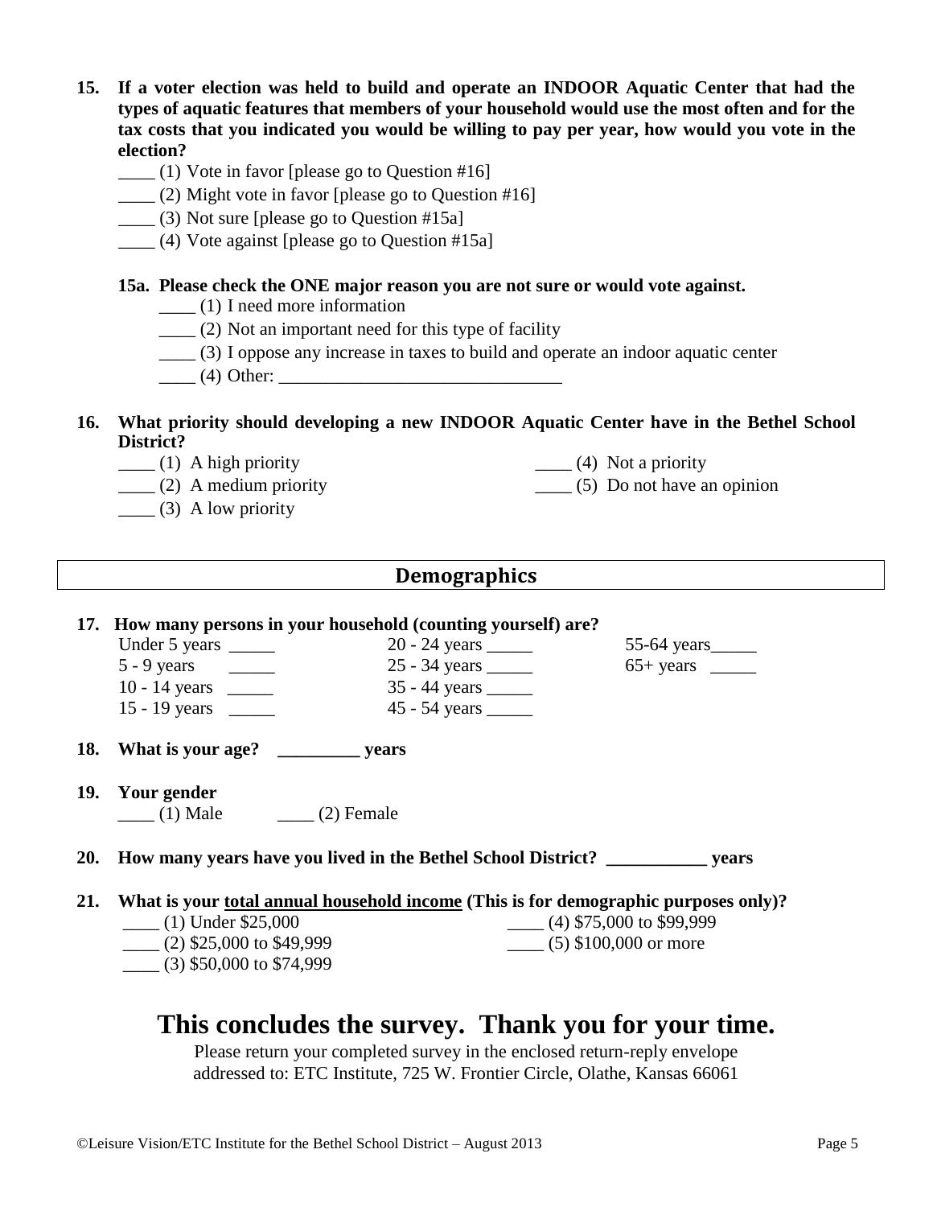**15. If a voter election was held to build and operate an INDOOR Aquatic Center that had the types of aquatic features that members of your household would use the most often and for the tax costs that you indicated you would be willing to pay per year, how would you vote in the election?**

____ (1) Vote in favor [please go to Question #16]
____ (2) Might vote in favor [please go to Question #16]
____ (3) Not sure [please go to Question #15a]
____ (4) Vote against [please go to Question #15a]

**15a. Please check the ONE major reason you are not sure or would vote against.**

____ (1) I need more information
____ (2) Not an important need for this type of facility
____ (3) I oppose any increase in taxes to build and operate an indoor aquatic center
____ (4) Other: _______________________________

**16. What priority should developing a new INDOOR Aquatic Center have in the Bethel School District?**

____ (1) A high priority
____ (2) A medium priority
____ (3) A low priority
____ (4) Not a priority
____ (5) Do not have an opinion

## Demographics

**17. How many persons in your household (counting yourself) are?**

Under 5 years _____
5 - 9 years _____
10 - 14 years _____
15 - 19 years _____
20 - 24 years _____
25 - 34 years _____
35 - 44 years _____
45 - 54 years _____
55-64 years_____
65+ years _____

**18. What is your age? _________ years**

**19. Your gender**

____ (1) Male ____ (2) Female

**20. How many years have you lived in the Bethel School District? ___________ years**

**21. What is your total annual household income (This is for demographic purposes only)?**

____ (1) Under $25,000
____ (2) $25,000 to $49,999
____ (3) $50,000 to $74,999
____ (4) $75,000 to $99,999
____ (5) $100,000 or more

# This concludes the survey. Thank you for your time.

Please return your completed survey in the enclosed return-reply envelope addressed to: ETC Institute, 725 W. Frontier Circle, Olathe, Kansas 66061

©Leisure Vision/ETC Institute for the Bethel School District – August 2013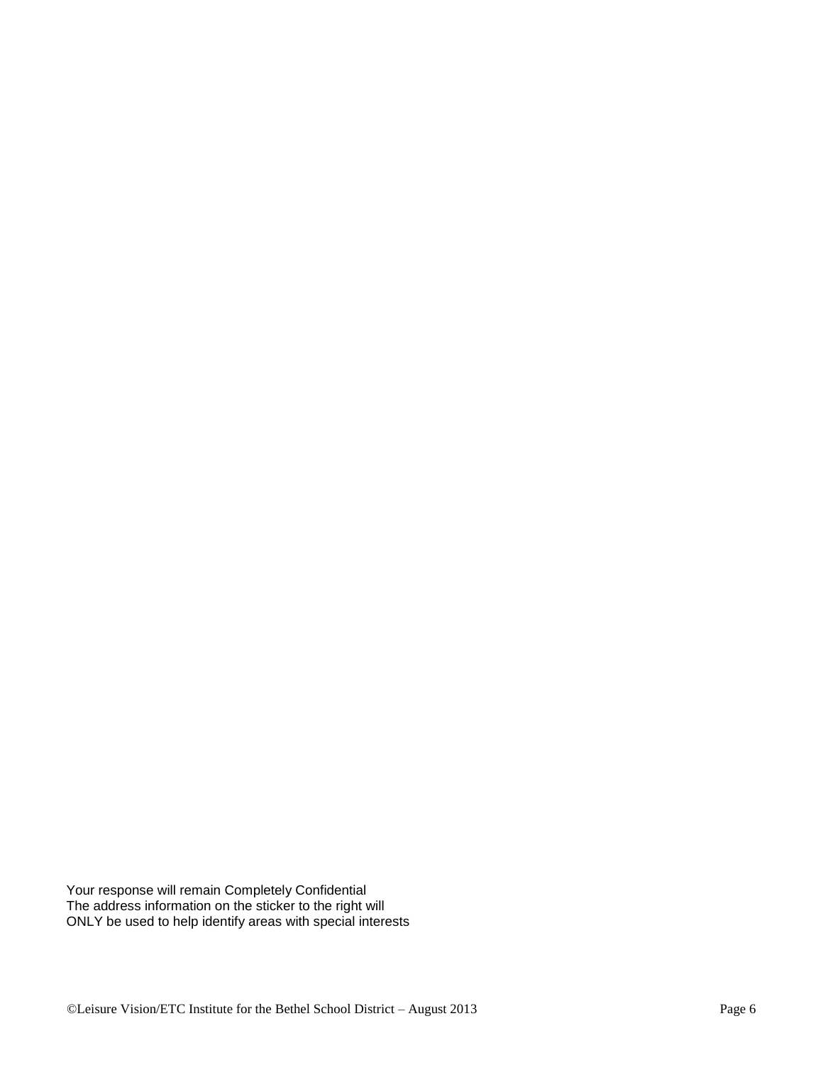Your response will remain Completely Confidential
The address information on the sticker to the right will
ONLY be used to help identify areas with special interests